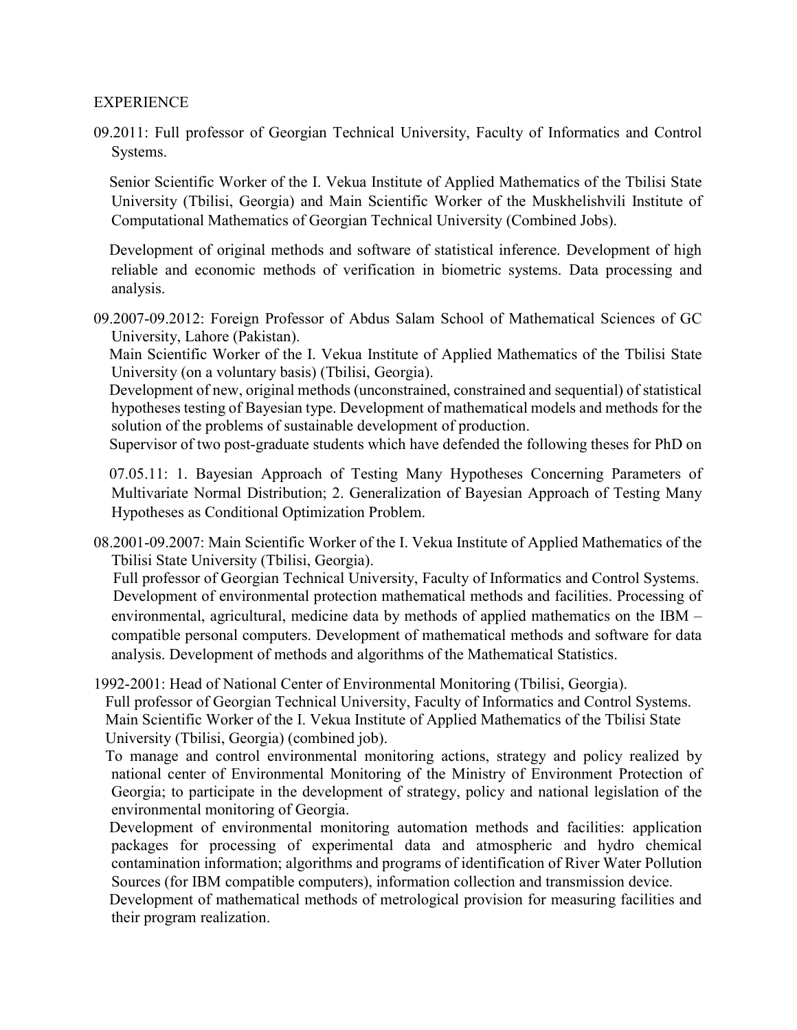EXPERIENCE

09.2011: Full professor of Georgian Technical University, Faculty of Informatics and Control Systems.

Senior Scientific Worker of the I. Vekua Institute of Applied Mathematics of the Tbilisi State University (Tbilisi, Georgia) and Main Scientific Worker of the Muskhelishvili Institute of Computational Mathematics of Georgian Technical University (Combined Jobs).

Development of original methods and software of statistical inference. Development of high reliable and economic methods of verification in biometric systems. Data processing and analysis.

09.2007-09.2012: Foreign Professor of Abdus Salam School of Mathematical Sciences of GC University, Lahore (Pakistan).

Main Scientific Worker of the I. Vekua Institute of Applied Mathematics of the Tbilisi State University (on a voluntary basis) (Tbilisi, Georgia).

Development of new, original methods (unconstrained, constrained and sequential) of statistical hypotheses testing of Bayesian type. Development of mathematical models and methods for the solution of the problems of sustainable development of production.

Supervisor of two post-graduate students which have defended the following theses for PhD on

07.05.11: 1. Bayesian Approach of Testing Many Hypotheses Concerning Parameters of Multivariate Normal Distribution; 2. Generalization of Bayesian Approach of Testing Many Hypotheses as Conditional Optimization Problem.

08.2001-09.2007: Main Scientific Worker of the I. Vekua Institute of Applied Mathematics of the Tbilisi State University (Tbilisi, Georgia).

Full professor of Georgian Technical University, Faculty of Informatics and Control Systems.

Development of environmental protection mathematical methods and facilities. Processing of environmental, agricultural, medicine data by methods of applied mathematics on the IBM – compatible personal computers. Development of mathematical methods and software for data analysis. Development of methods and algorithms of the Mathematical Statistics.

1992-2001: Head of National Center of Environmental Monitoring (Tbilisi, Georgia).

Full professor of Georgian Technical University, Faculty of Informatics and Control Systems.

Main Scientific Worker of the I. Vekua Institute of Applied Mathematics of the Tbilisi State University (Tbilisi, Georgia) (combined job).

To manage and control environmental monitoring actions, strategy and policy realized by national center of Environmental Monitoring of the Ministry of Environment Protection of Georgia; to participate in the development of strategy, policy and national legislation of the environmental monitoring of Georgia.

Development of environmental monitoring automation methods and facilities: application packages for processing of experimental data and atmospheric and hydro chemical contamination information; algorithms and programs of identification of River Water Pollution Sources (for IBM compatible computers), information collection and transmission device.

Development of mathematical methods of metrological provision for measuring facilities and their program realization.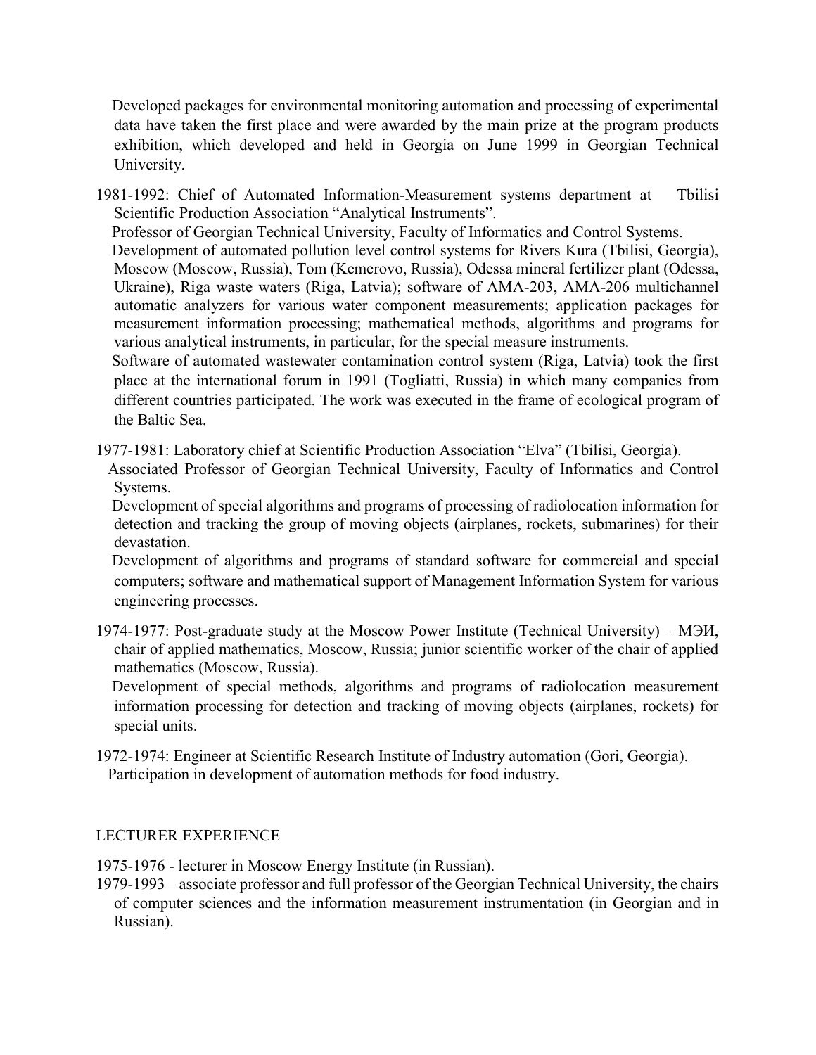Developed packages for environmental monitoring automation and processing of experimental data have taken the first place and were awarded by the main prize at the program products exhibition, which developed and held in Georgia on June 1999 in Georgian Technical University.

1981-1992: Chief of Automated Information-Measurement systems department at Tbilisi Scientific Production Association "Analytical Instruments".

Professor of Georgian Technical University, Faculty of Informatics and Control Systems.

Development of automated pollution level control systems for Rivers Kura (Tbilisi, Georgia), Moscow (Moscow, Russia), Tom (Kemerovo, Russia), Odessa mineral fertilizer plant (Odessa, Ukraine), Riga waste waters (Riga, Latvia); software of AMA-203, AMA-206 multichannel automatic analyzers for various water component measurements; application packages for measurement information processing; mathematical methods, algorithms and programs for various analytical instruments, in particular, for the special measure instruments.

Software of automated wastewater contamination control system (Riga, Latvia) took the first place at the international forum in 1991 (Togliatti, Russia) in which many companies from different countries participated. The work was executed in the frame of ecological program of the Baltic Sea.

1977-1981: Laboratory chief at Scientific Production Association "Elva" (Tbilisi, Georgia).

Associated Professor of Georgian Technical University, Faculty of Informatics and Control Systems.

Development of special algorithms and programs of processing of radiolocation information for detection and tracking the group of moving objects (airplanes, rockets, submarines) for their devastation.

Development of algorithms and programs of standard software for commercial and special computers; software and mathematical support of Management Information System for various engineering processes.

1974-1977: Post-graduate study at the Moscow Power Institute (Technical University) – МЭИ, chair of applied mathematics, Moscow, Russia; junior scientific worker of the chair of applied mathematics (Moscow, Russia).

Development of special methods, algorithms and programs of radiolocation measurement information processing for detection and tracking of moving objects (airplanes, rockets) for special units.

1972-1974: Engineer at Scientific Research Institute of Industry automation (Gori, Georgia).

Participation in development of automation methods for food industry.

## LECTURER EXPERIENCE

1975-1976 - lecturer in Moscow Energy Institute (in Russian).

1979-1993 – associate professor and full professor of the Georgian Technical University, the chairs of computer sciences and the information measurement instrumentation (in Georgian and in Russian).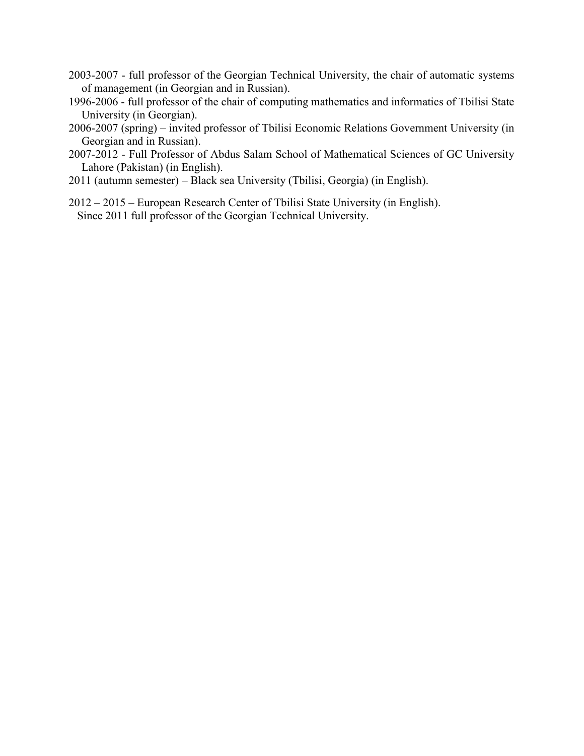2003-2007 - full professor of the Georgian Technical University, the chair of automatic systems of management (in Georgian and in Russian).

1996-2006 - full professor of the chair of computing mathematics and informatics of Tbilisi State University (in Georgian).

2006-2007 (spring) – invited professor of Tbilisi Economic Relations Government University (in Georgian and in Russian).

2007-2012 - Full Professor of Abdus Salam School of Mathematical Sciences of GC University Lahore (Pakistan) (in English).

2011 (autumn semester) – Black sea University (Tbilisi, Georgia) (in English).

2012 – 2015 – European Research Center of Tbilisi State University (in English).

Since 2011 full professor of the Georgian Technical University.